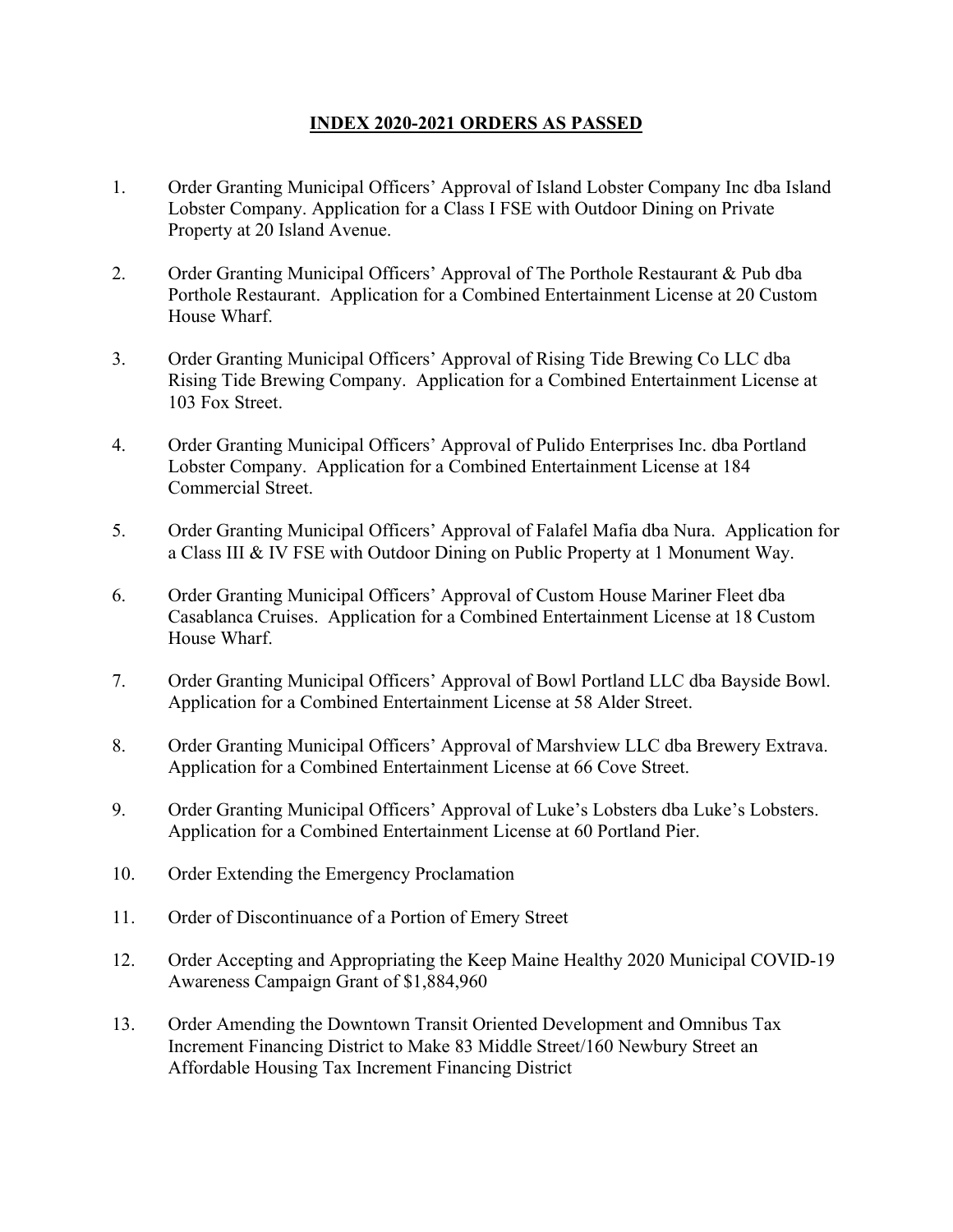# **INDEX 2020-2021 ORDERS AS PASSED**

1. Order Granting Municipal Officers' Approval of Island Lobster Company Inc dba Island Lobster Company. Application for a Class I FSE with Outdoor Dining on Private Property at 20 Island Avenue.

2. Order Granting Municipal Officers' Approval of The Porthole Restaurant & Pub dba Porthole Restaurant. Application for a Combined Entertainment License at 20 Custom House Wharf.

3. Order Granting Municipal Officers' Approval of Rising Tide Brewing Co LLC dba Rising Tide Brewing Company. Application for a Combined Entertainment License at 103 Fox Street.

4. Order Granting Municipal Officers' Approval of Pulido Enterprises Inc. dba Portland Lobster Company. Application for a Combined Entertainment License at 184 Commercial Street.

5. Order Granting Municipal Officers' Approval of Falafel Mafia dba Nura. Application for a Class III & IV FSE with Outdoor Dining on Public Property at 1 Monument Way.

6. Order Granting Municipal Officers' Approval of Custom House Mariner Fleet dba Casablanca Cruises. Application for a Combined Entertainment License at 18 Custom House Wharf.

7. Order Granting Municipal Officers' Approval of Bowl Portland LLC dba Bayside Bowl. Application for a Combined Entertainment License at 58 Alder Street.

8. Order Granting Municipal Officers' Approval of Marshview LLC dba Brewery Extrava. Application for a Combined Entertainment License at 66 Cove Street.

9. Order Granting Municipal Officers' Approval of Luke's Lobsters dba Luke's Lobsters. Application for a Combined Entertainment License at 60 Portland Pier.

10. Order Extending the Emergency Proclamation

11. Order of Discontinuance of a Portion of Emery Street

12. Order Accepting and Appropriating the Keep Maine Healthy 2020 Municipal COVID-19 Awareness Campaign Grant of $1,884,960

13. Order Amending the Downtown Transit Oriented Development and Omnibus Tax Increment Financing District to Make 83 Middle Street/160 Newbury Street an Affordable Housing Tax Increment Financing District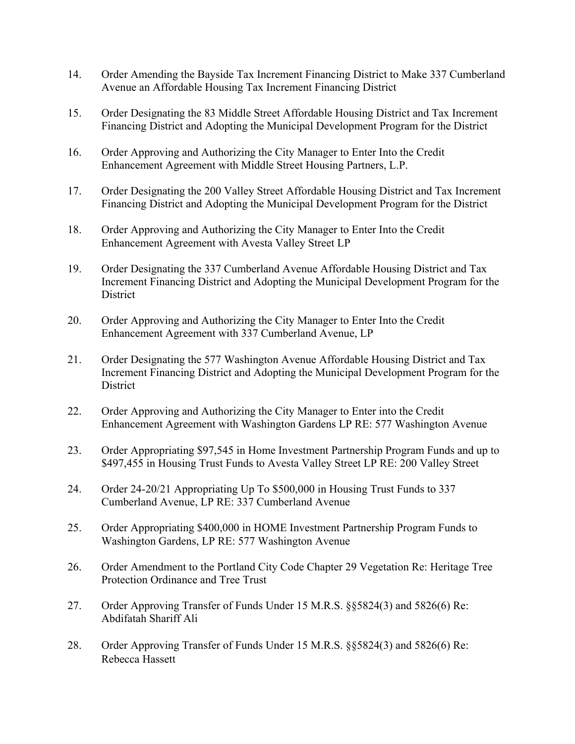14. Order Amending the Bayside Tax Increment Financing District to Make 337 Cumberland Avenue an Affordable Housing Tax Increment Financing District

15. Order Designating the 83 Middle Street Affordable Housing District and Tax Increment Financing District and Adopting the Municipal Development Program for the District

16. Order Approving and Authorizing the City Manager to Enter Into the Credit Enhancement Agreement with Middle Street Housing Partners, L.P.

17. Order Designating the 200 Valley Street Affordable Housing District and Tax Increment Financing District and Adopting the Municipal Development Program for the District

18. Order Approving and Authorizing the City Manager to Enter Into the Credit Enhancement Agreement with Avesta Valley Street LP

19. Order Designating the 337 Cumberland Avenue Affordable Housing District and Tax Increment Financing District and Adopting the Municipal Development Program for the District

20. Order Approving and Authorizing the City Manager to Enter Into the Credit Enhancement Agreement with 337 Cumberland Avenue, LP

21. Order Designating the 577 Washington Avenue Affordable Housing District and Tax Increment Financing District and Adopting the Municipal Development Program for the District

22. Order Approving and Authorizing the City Manager to Enter into the Credit Enhancement Agreement with Washington Gardens LP RE: 577 Washington Avenue

23. Order Appropriating $97,545 in Home Investment Partnership Program Funds and up to $497,455 in Housing Trust Funds to Avesta Valley Street LP RE: 200 Valley Street

24. Order 24-20/21 Appropriating Up To $500,000 in Housing Trust Funds to 337 Cumberland Avenue, LP RE: 337 Cumberland Avenue

25. Order Appropriating $400,000 in HOME Investment Partnership Program Funds to Washington Gardens, LP RE: 577 Washington Avenue

26. Order Amendment to the Portland City Code Chapter 29 Vegetation Re: Heritage Tree Protection Ordinance and Tree Trust

27. Order Approving Transfer of Funds Under 15 M.R.S. §§5824(3) and 5826(6) Re: Abdifatah Shariff Ali

28. Order Approving Transfer of Funds Under 15 M.R.S. §§5824(3) and 5826(6) Re: Rebecca Hassett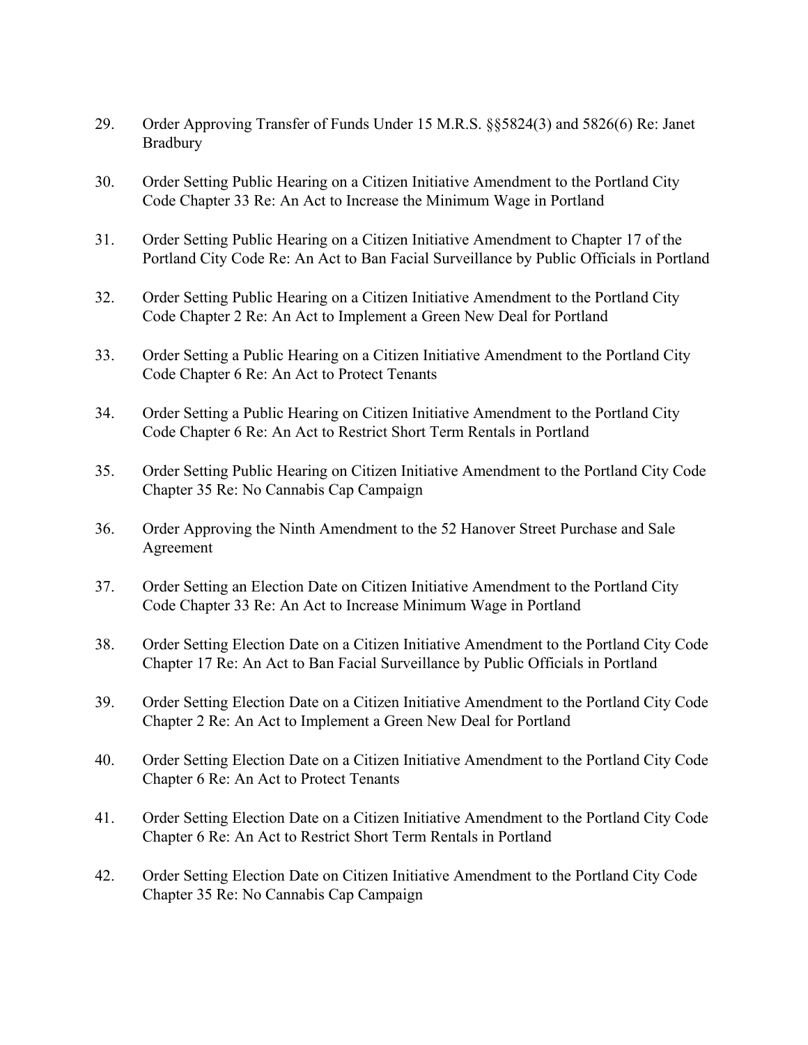29. Order Approving Transfer of Funds Under 15 M.R.S. §§5824(3) and 5826(6) Re: Janet Bradbury

30. Order Setting Public Hearing on a Citizen Initiative Amendment to the Portland City Code Chapter 33 Re: An Act to Increase the Minimum Wage in Portland

31. Order Setting Public Hearing on a Citizen Initiative Amendment to Chapter 17 of the Portland City Code Re: An Act to Ban Facial Surveillance by Public Officials in Portland

32. Order Setting Public Hearing on a Citizen Initiative Amendment to the Portland City Code Chapter 2 Re: An Act to Implement a Green New Deal for Portland

33. Order Setting a Public Hearing on a Citizen Initiative Amendment to the Portland City Code Chapter 6 Re: An Act to Protect Tenants

34. Order Setting a Public Hearing on Citizen Initiative Amendment to the Portland City Code Chapter 6 Re: An Act to Restrict Short Term Rentals in Portland

35. Order Setting Public Hearing on Citizen Initiative Amendment to the Portland City Code Chapter 35 Re: No Cannabis Cap Campaign

36. Order Approving the Ninth Amendment to the 52 Hanover Street Purchase and Sale Agreement

37. Order Setting an Election Date on Citizen Initiative Amendment to the Portland City Code Chapter 33 Re: An Act to Increase Minimum Wage in Portland

38. Order Setting Election Date on a Citizen Initiative Amendment to the Portland City Code Chapter 17 Re: An Act to Ban Facial Surveillance by Public Officials in Portland

39. Order Setting Election Date on a Citizen Initiative Amendment to the Portland City Code Chapter 2 Re: An Act to Implement a Green New Deal for Portland

40. Order Setting Election Date on a Citizen Initiative Amendment to the Portland City Code Chapter 6 Re: An Act to Protect Tenants

41. Order Setting Election Date on a Citizen Initiative Amendment to the Portland City Code Chapter 6 Re: An Act to Restrict Short Term Rentals in Portland

42. Order Setting Election Date on Citizen Initiative Amendment to the Portland City Code Chapter 35 Re: No Cannabis Cap Campaign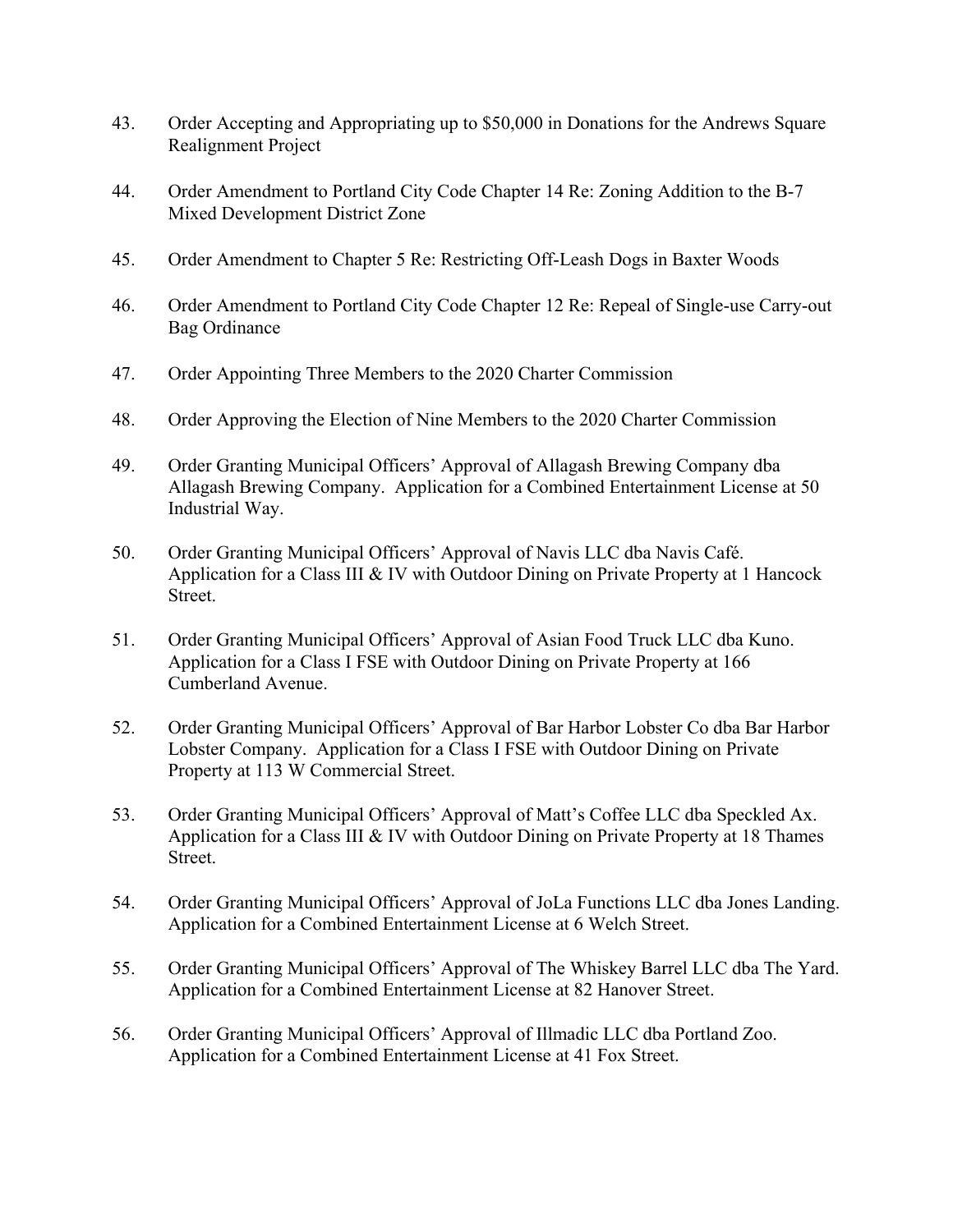43. Order Accepting and Appropriating up to $50,000 in Donations for the Andrews Square Realignment Project

44. Order Amendment to Portland City Code Chapter 14 Re: Zoning Addition to the B-7 Mixed Development District Zone

45. Order Amendment to Chapter 5 Re: Restricting Off-Leash Dogs in Baxter Woods

46. Order Amendment to Portland City Code Chapter 12 Re: Repeal of Single-use Carry-out Bag Ordinance

47. Order Appointing Three Members to the 2020 Charter Commission

48. Order Approving the Election of Nine Members to the 2020 Charter Commission

49. Order Granting Municipal Officers' Approval of Allagash Brewing Company dba Allagash Brewing Company. Application for a Combined Entertainment License at 50 Industrial Way.

50. Order Granting Municipal Officers' Approval of Navis LLC dba Navis Café. Application for a Class III & IV with Outdoor Dining on Private Property at 1 Hancock Street.

51. Order Granting Municipal Officers' Approval of Asian Food Truck LLC dba Kuno. Application for a Class I FSE with Outdoor Dining on Private Property at 166 Cumberland Avenue.

52. Order Granting Municipal Officers' Approval of Bar Harbor Lobster Co dba Bar Harbor Lobster Company. Application for a Class I FSE with Outdoor Dining on Private Property at 113 W Commercial Street.

53. Order Granting Municipal Officers' Approval of Matt's Coffee LLC dba Speckled Ax. Application for a Class III & IV with Outdoor Dining on Private Property at 18 Thames Street.

54. Order Granting Municipal Officers' Approval of JoLa Functions LLC dba Jones Landing. Application for a Combined Entertainment License at 6 Welch Street.

55. Order Granting Municipal Officers' Approval of The Whiskey Barrel LLC dba The Yard. Application for a Combined Entertainment License at 82 Hanover Street.

56. Order Granting Municipal Officers' Approval of Illmadic LLC dba Portland Zoo. Application for a Combined Entertainment License at 41 Fox Street.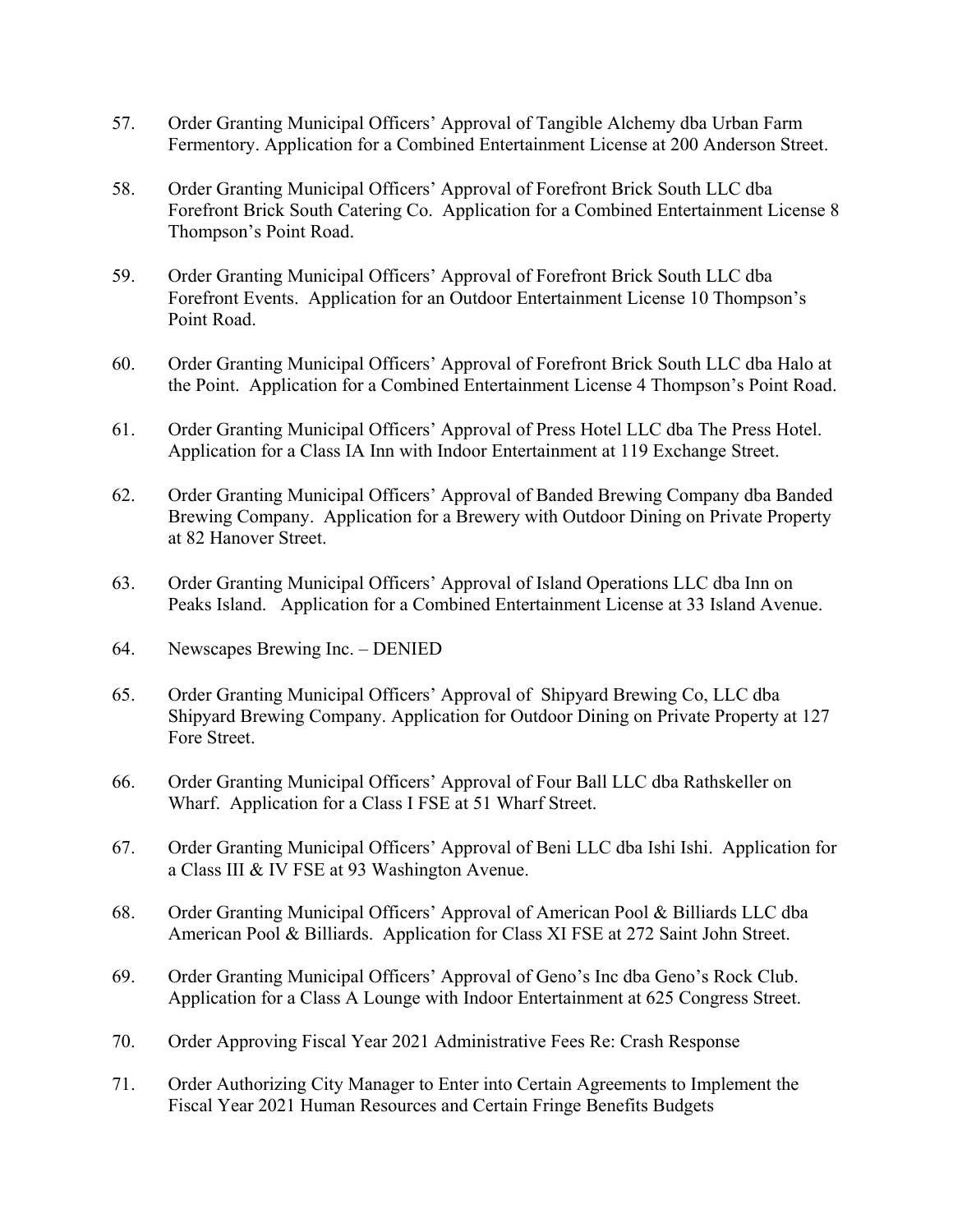57. Order Granting Municipal Officers' Approval of Tangible Alchemy dba Urban Farm Fermentory. Application for a Combined Entertainment License at 200 Anderson Street.

58. Order Granting Municipal Officers' Approval of Forefront Brick South LLC dba Forefront Brick South Catering Co. Application for a Combined Entertainment License 8 Thompson's Point Road.

59. Order Granting Municipal Officers' Approval of Forefront Brick South LLC dba Forefront Events. Application for an Outdoor Entertainment License 10 Thompson's Point Road.

60. Order Granting Municipal Officers' Approval of Forefront Brick South LLC dba Halo at the Point. Application for a Combined Entertainment License 4 Thompson's Point Road.

61. Order Granting Municipal Officers' Approval of Press Hotel LLC dba The Press Hotel. Application for a Class IA Inn with Indoor Entertainment at 119 Exchange Street.

62. Order Granting Municipal Officers' Approval of Banded Brewing Company dba Banded Brewing Company. Application for a Brewery with Outdoor Dining on Private Property at 82 Hanover Street.

63. Order Granting Municipal Officers' Approval of Island Operations LLC dba Inn on Peaks Island. Application for a Combined Entertainment License at 33 Island Avenue.

64. Newscapes Brewing Inc. – DENIED

65. Order Granting Municipal Officers' Approval of Shipyard Brewing Co, LLC dba Shipyard Brewing Company. Application for Outdoor Dining on Private Property at 127 Fore Street.

66. Order Granting Municipal Officers' Approval of Four Ball LLC dba Rathskeller on Wharf. Application for a Class I FSE at 51 Wharf Street.

67. Order Granting Municipal Officers' Approval of Beni LLC dba Ishi Ishi. Application for a Class III & IV FSE at 93 Washington Avenue.

68. Order Granting Municipal Officers' Approval of American Pool & Billiards LLC dba American Pool & Billiards. Application for Class XI FSE at 272 Saint John Street.

69. Order Granting Municipal Officers' Approval of Geno's Inc dba Geno's Rock Club. Application for a Class A Lounge with Indoor Entertainment at 625 Congress Street.

70. Order Approving Fiscal Year 2021 Administrative Fees Re: Crash Response

71. Order Authorizing City Manager to Enter into Certain Agreements to Implement the Fiscal Year 2021 Human Resources and Certain Fringe Benefits Budgets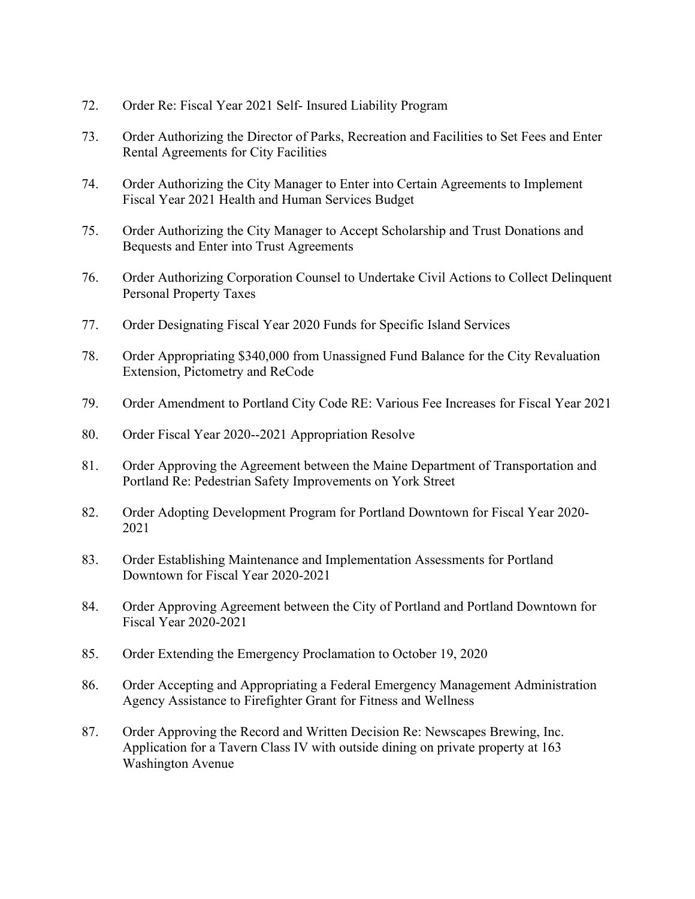72. Order Re: Fiscal Year 2021 Self- Insured Liability Program

73. Order Authorizing the Director of Parks, Recreation and Facilities to Set Fees and Enter Rental Agreements for City Facilities

74. Order Authorizing the City Manager to Enter into Certain Agreements to Implement Fiscal Year 2021 Health and Human Services Budget

75. Order Authorizing the City Manager to Accept Scholarship and Trust Donations and Bequests and Enter into Trust Agreements

76. Order Authorizing Corporation Counsel to Undertake Civil Actions to Collect Delinquent Personal Property Taxes

77. Order Designating Fiscal Year 2020 Funds for Specific Island Services

78. Order Appropriating $340,000 from Unassigned Fund Balance for the City Revaluation Extension, Pictometry and ReCode

79. Order Amendment to Portland City Code RE: Various Fee Increases for Fiscal Year 2021

80. Order Fiscal Year 2020--2021 Appropriation Resolve

81. Order Approving the Agreement between the Maine Department of Transportation and Portland Re: Pedestrian Safety Improvements on York Street

82. Order Adopting Development Program for Portland Downtown for Fiscal Year 2020-2021

83. Order Establishing Maintenance and Implementation Assessments for Portland Downtown for Fiscal Year 2020-2021

84. Order Approving Agreement between the City of Portland and Portland Downtown for Fiscal Year 2020-2021

85. Order Extending the Emergency Proclamation to October 19, 2020

86. Order Accepting and Appropriating a Federal Emergency Management Administration Agency Assistance to Firefighter Grant for Fitness and Wellness

87. Order Approving the Record and Written Decision Re: Newscapes Brewing, Inc. Application for a Tavern Class IV with outside dining on private property at 163 Washington Avenue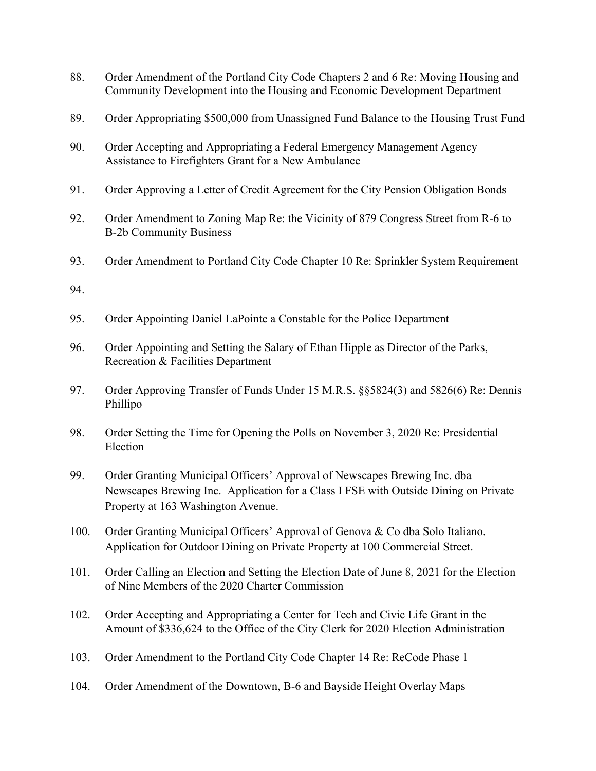88. Order Amendment of the Portland City Code Chapters 2 and 6 Re: Moving Housing and Community Development into the Housing and Economic Development Department

89. Order Appropriating $500,000 from Unassigned Fund Balance to the Housing Trust Fund

90. Order Accepting and Appropriating a Federal Emergency Management Agency Assistance to Firefighters Grant for a New Ambulance

91. Order Approving a Letter of Credit Agreement for the City Pension Obligation Bonds

92. Order Amendment to Zoning Map Re: the Vicinity of 879 Congress Street from R-6 to B-2b Community Business

93. Order Amendment to Portland City Code Chapter 10 Re: Sprinkler System Requirement

94.

95. Order Appointing Daniel LaPointe a Constable for the Police Department

96. Order Appointing and Setting the Salary of Ethan Hipple as Director of the Parks, Recreation & Facilities Department

97. Order Approving Transfer of Funds Under 15 M.R.S. §§5824(3) and 5826(6) Re: Dennis Phillipo

98. Order Setting the Time for Opening the Polls on November 3, 2020 Re: Presidential Election

99. Order Granting Municipal Officers' Approval of Newscapes Brewing Inc. dba Newscapes Brewing Inc. Application for a Class I FSE with Outside Dining on Private Property at 163 Washington Avenue.

100. Order Granting Municipal Officers' Approval of Genova & Co dba Solo Italiano. Application for Outdoor Dining on Private Property at 100 Commercial Street.

101. Order Calling an Election and Setting the Election Date of June 8, 2021 for the Election of Nine Members of the 2020 Charter Commission

102. Order Accepting and Appropriating a Center for Tech and Civic Life Grant in the Amount of $336,624 to the Office of the City Clerk for 2020 Election Administration

103. Order Amendment to the Portland City Code Chapter 14 Re: ReCode Phase 1

104. Order Amendment of the Downtown, B-6 and Bayside Height Overlay Maps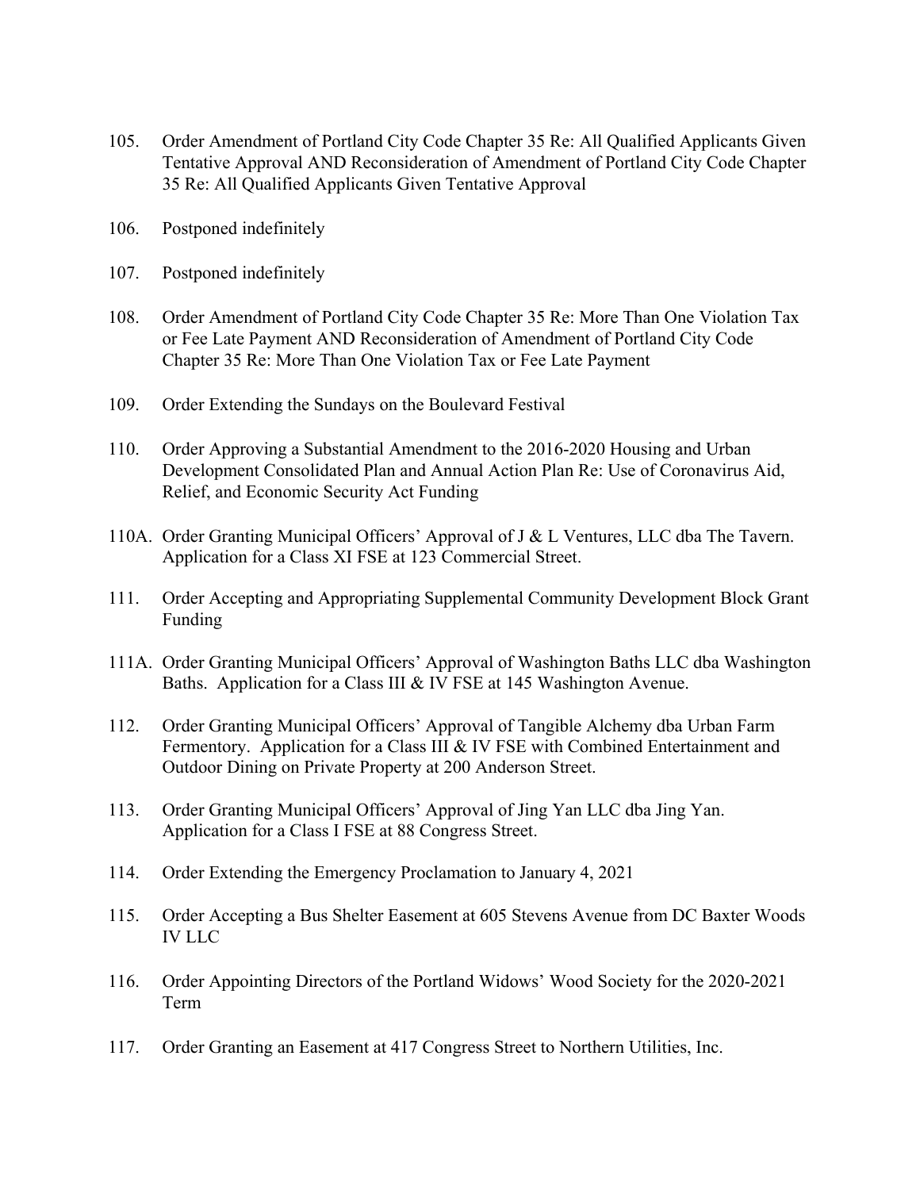105. Order Amendment of Portland City Code Chapter 35 Re: All Qualified Applicants Given Tentative Approval AND Reconsideration of Amendment of Portland City Code Chapter 35 Re: All Qualified Applicants Given Tentative Approval

106. Postponed indefinitely

107. Postponed indefinitely

108. Order Amendment of Portland City Code Chapter 35 Re: More Than One Violation Tax or Fee Late Payment AND Reconsideration of Amendment of Portland City Code Chapter 35 Re: More Than One Violation Tax or Fee Late Payment

109. Order Extending the Sundays on the Boulevard Festival

110. Order Approving a Substantial Amendment to the 2016-2020 Housing and Urban Development Consolidated Plan and Annual Action Plan Re: Use of Coronavirus Aid, Relief, and Economic Security Act Funding

110A. Order Granting Municipal Officers' Approval of J & L Ventures, LLC dba The Tavern. Application for a Class XI FSE at 123 Commercial Street.

111. Order Accepting and Appropriating Supplemental Community Development Block Grant Funding

111A. Order Granting Municipal Officers' Approval of Washington Baths LLC dba Washington Baths. Application for a Class III & IV FSE at 145 Washington Avenue.

112. Order Granting Municipal Officers' Approval of Tangible Alchemy dba Urban Farm Fermentory. Application for a Class III & IV FSE with Combined Entertainment and Outdoor Dining on Private Property at 200 Anderson Street.

113. Order Granting Municipal Officers' Approval of Jing Yan LLC dba Jing Yan. Application for a Class I FSE at 88 Congress Street.

114. Order Extending the Emergency Proclamation to January 4, 2021

115. Order Accepting a Bus Shelter Easement at 605 Stevens Avenue from DC Baxter Woods IV LLC

116. Order Appointing Directors of the Portland Widows' Wood Society for the 2020-2021 Term

117. Order Granting an Easement at 417 Congress Street to Northern Utilities, Inc.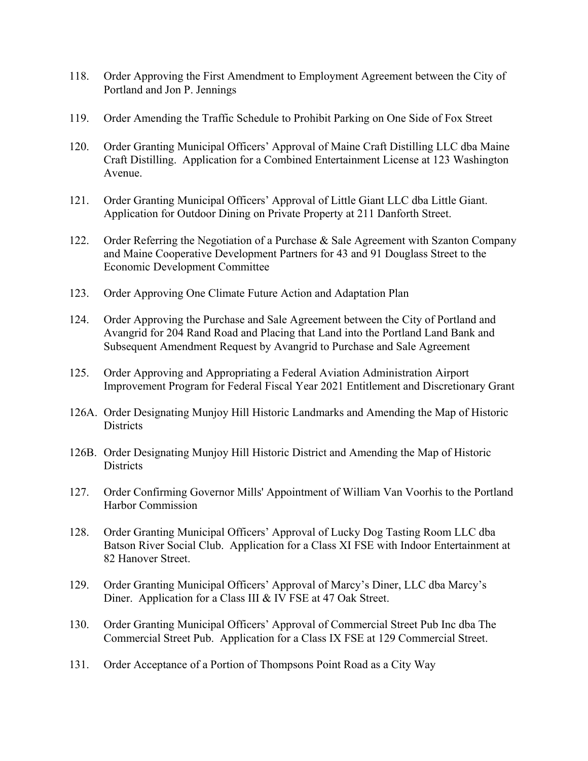118. Order Approving the First Amendment to Employment Agreement between the City of Portland and Jon P. Jennings

119. Order Amending the Traffic Schedule to Prohibit Parking on One Side of Fox Street

120. Order Granting Municipal Officers' Approval of Maine Craft Distilling LLC dba Maine Craft Distilling. Application for a Combined Entertainment License at 123 Washington Avenue.

121. Order Granting Municipal Officers' Approval of Little Giant LLC dba Little Giant. Application for Outdoor Dining on Private Property at 211 Danforth Street.

122. Order Referring the Negotiation of a Purchase & Sale Agreement with Szanton Company and Maine Cooperative Development Partners for 43 and 91 Douglass Street to the Economic Development Committee

123. Order Approving One Climate Future Action and Adaptation Plan

124. Order Approving the Purchase and Sale Agreement between the City of Portland and Avangrid for 204 Rand Road and Placing that Land into the Portland Land Bank and Subsequent Amendment Request by Avangrid to Purchase and Sale Agreement

125. Order Approving and Appropriating a Federal Aviation Administration Airport Improvement Program for Federal Fiscal Year 2021 Entitlement and Discretionary Grant

126A. Order Designating Munjoy Hill Historic Landmarks and Amending the Map of Historic Districts

126B. Order Designating Munjoy Hill Historic District and Amending the Map of Historic Districts

127. Order Confirming Governor Mills' Appointment of William Van Voorhis to the Portland Harbor Commission

128. Order Granting Municipal Officers' Approval of Lucky Dog Tasting Room LLC dba Batson River Social Club. Application for a Class XI FSE with Indoor Entertainment at 82 Hanover Street.

129. Order Granting Municipal Officers' Approval of Marcy's Diner, LLC dba Marcy's Diner. Application for a Class III & IV FSE at 47 Oak Street.

130. Order Granting Municipal Officers' Approval of Commercial Street Pub Inc dba The Commercial Street Pub. Application for a Class IX FSE at 129 Commercial Street.

131. Order Acceptance of a Portion of Thompsons Point Road as a City Way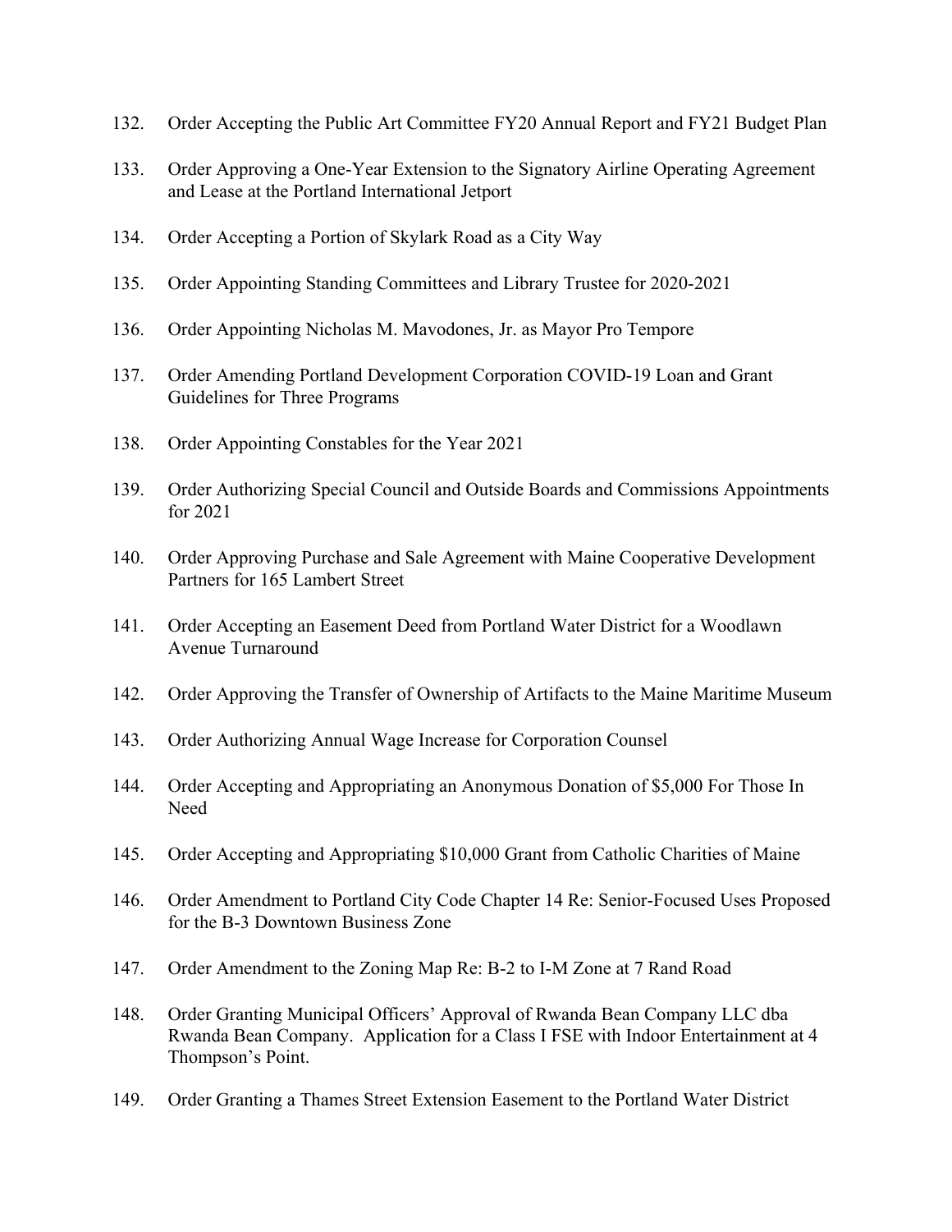132. Order Accepting the Public Art Committee FY20 Annual Report and FY21 Budget Plan

133. Order Approving a One-Year Extension to the Signatory Airline Operating Agreement and Lease at the Portland International Jetport

134. Order Accepting a Portion of Skylark Road as a City Way

135. Order Appointing Standing Committees and Library Trustee for 2020-2021

136. Order Appointing Nicholas M. Mavodones, Jr. as Mayor Pro Tempore

137. Order Amending Portland Development Corporation COVID-19 Loan and Grant Guidelines for Three Programs

138. Order Appointing Constables for the Year 2021

139. Order Authorizing Special Council and Outside Boards and Commissions Appointments for 2021

140. Order Approving Purchase and Sale Agreement with Maine Cooperative Development Partners for 165 Lambert Street

141. Order Accepting an Easement Deed from Portland Water District for a Woodlawn Avenue Turnaround

142. Order Approving the Transfer of Ownership of Artifacts to the Maine Maritime Museum

143. Order Authorizing Annual Wage Increase for Corporation Counsel

144. Order Accepting and Appropriating an Anonymous Donation of $5,000 For Those In Need

145. Order Accepting and Appropriating $10,000 Grant from Catholic Charities of Maine

146. Order Amendment to Portland City Code Chapter 14 Re: Senior-Focused Uses Proposed for the B-3 Downtown Business Zone

147. Order Amendment to the Zoning Map Re: B-2 to I-M Zone at 7 Rand Road

148. Order Granting Municipal Officers' Approval of Rwanda Bean Company LLC dba Rwanda Bean Company. Application for a Class I FSE with Indoor Entertainment at 4 Thompson's Point.

149. Order Granting a Thames Street Extension Easement to the Portland Water District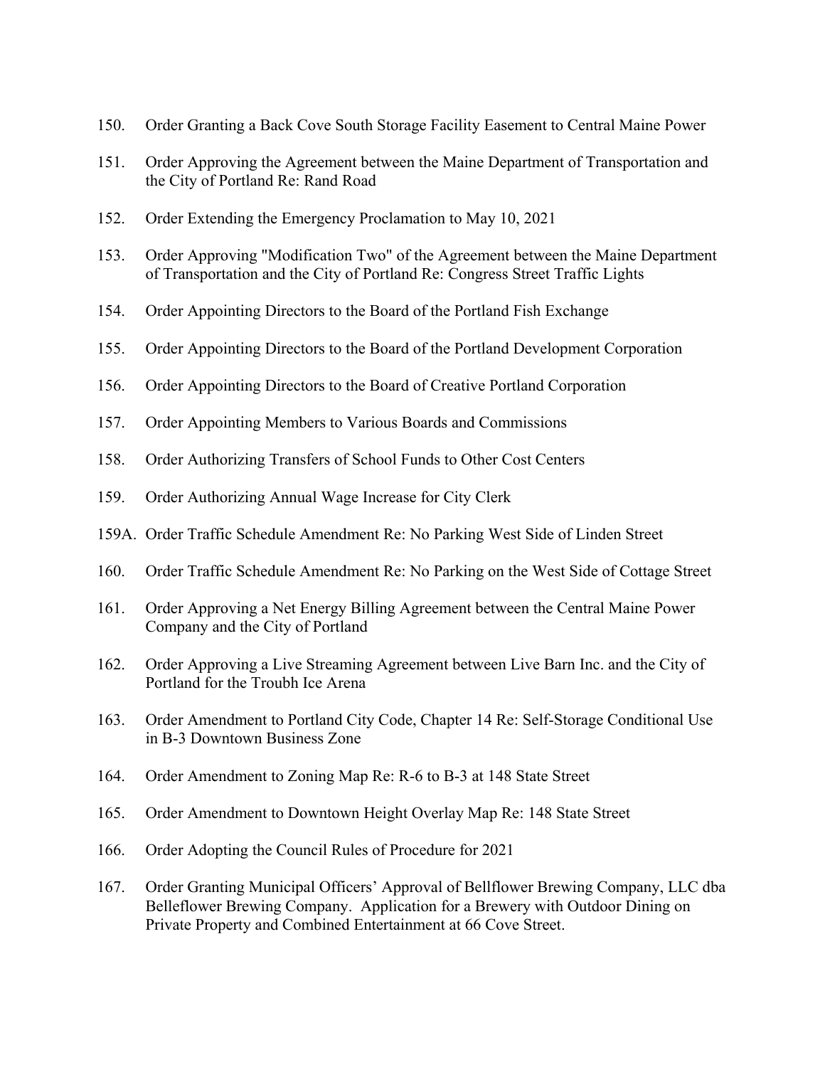150. Order Granting a Back Cove South Storage Facility Easement to Central Maine Power

151. Order Approving the Agreement between the Maine Department of Transportation and the City of Portland Re: Rand Road

152. Order Extending the Emergency Proclamation to May 10, 2021

153. Order Approving "Modification Two" of the Agreement between the Maine Department of Transportation and the City of Portland Re: Congress Street Traffic Lights

154. Order Appointing Directors to the Board of the Portland Fish Exchange

155. Order Appointing Directors to the Board of the Portland Development Corporation

156. Order Appointing Directors to the Board of Creative Portland Corporation

157. Order Appointing Members to Various Boards and Commissions

158. Order Authorizing Transfers of School Funds to Other Cost Centers

159. Order Authorizing Annual Wage Increase for City Clerk

159A. Order Traffic Schedule Amendment Re: No Parking West Side of Linden Street

160. Order Traffic Schedule Amendment Re: No Parking on the West Side of Cottage Street

161. Order Approving a Net Energy Billing Agreement between the Central Maine Power Company and the City of Portland

162. Order Approving a Live Streaming Agreement between Live Barn Inc. and the City of Portland for the Troubh Ice Arena

163. Order Amendment to Portland City Code, Chapter 14 Re: Self-Storage Conditional Use in B-3 Downtown Business Zone

164. Order Amendment to Zoning Map Re: R-6 to B-3 at 148 State Street

165. Order Amendment to Downtown Height Overlay Map Re: 148 State Street

166. Order Adopting the Council Rules of Procedure for 2021

167. Order Granting Municipal Officers' Approval of Bellflower Brewing Company, LLC dba Belleflower Brewing Company. Application for a Brewery with Outdoor Dining on Private Property and Combined Entertainment at 66 Cove Street.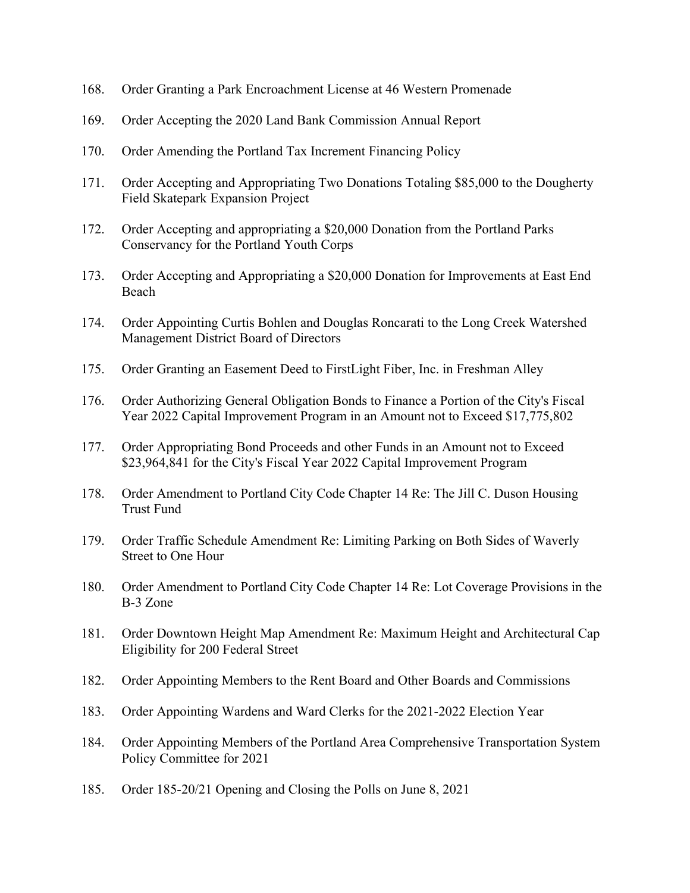168. Order Granting a Park Encroachment License at 46 Western Promenade

169. Order Accepting the 2020 Land Bank Commission Annual Report

170. Order Amending the Portland Tax Increment Financing Policy

171. Order Accepting and Appropriating Two Donations Totaling $85,000 to the Dougherty Field Skatepark Expansion Project

172. Order Accepting and appropriating a $20,000 Donation from the Portland Parks Conservancy for the Portland Youth Corps

173. Order Accepting and Appropriating a $20,000 Donation for Improvements at East End Beach

174. Order Appointing Curtis Bohlen and Douglas Roncarati to the Long Creek Watershed Management District Board of Directors

175. Order Granting an Easement Deed to FirstLight Fiber, Inc. in Freshman Alley

176. Order Authorizing General Obligation Bonds to Finance a Portion of the City's Fiscal Year 2022 Capital Improvement Program in an Amount not to Exceed $17,775,802

177. Order Appropriating Bond Proceeds and other Funds in an Amount not to Exceed $23,964,841 for the City's Fiscal Year 2022 Capital Improvement Program

178. Order Amendment to Portland City Code Chapter 14 Re: The Jill C. Duson Housing Trust Fund

179. Order Traffic Schedule Amendment Re: Limiting Parking on Both Sides of Waverly Street to One Hour

180. Order Amendment to Portland City Code Chapter 14 Re: Lot Coverage Provisions in the B-3 Zone

181. Order Downtown Height Map Amendment Re: Maximum Height and Architectural Cap Eligibility for 200 Federal Street

182. Order Appointing Members to the Rent Board and Other Boards and Commissions

183. Order Appointing Wardens and Ward Clerks for the 2021-2022 Election Year

184. Order Appointing Members of the Portland Area Comprehensive Transportation System Policy Committee for 2021

185. Order 185-20/21 Opening and Closing the Polls on June 8, 2021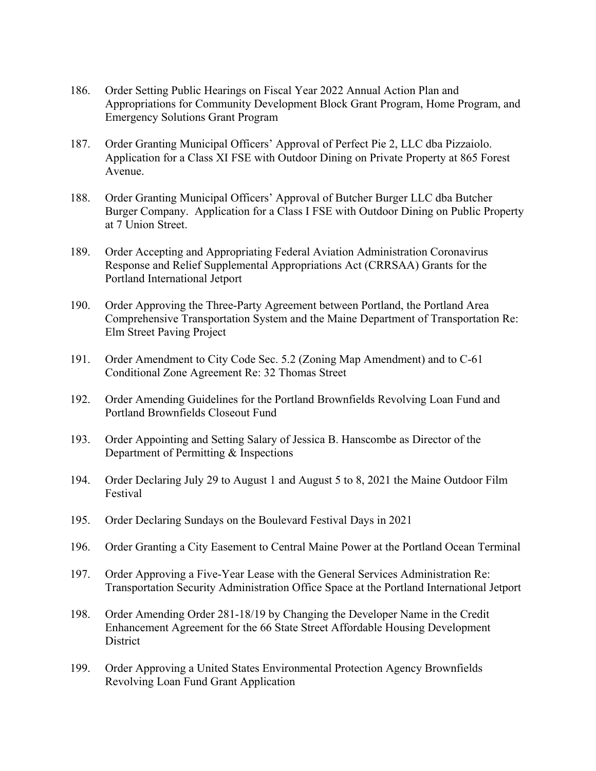186. Order Setting Public Hearings on Fiscal Year 2022 Annual Action Plan and Appropriations for Community Development Block Grant Program, Home Program, and Emergency Solutions Grant Program

187. Order Granting Municipal Officers' Approval of Perfect Pie 2, LLC dba Pizzaiolo. Application for a Class XI FSE with Outdoor Dining on Private Property at 865 Forest Avenue.

188. Order Granting Municipal Officers' Approval of Butcher Burger LLC dba Butcher Burger Company. Application for a Class I FSE with Outdoor Dining on Public Property at 7 Union Street.

189. Order Accepting and Appropriating Federal Aviation Administration Coronavirus Response and Relief Supplemental Appropriations Act (CRRSAA) Grants for the Portland International Jetport

190. Order Approving the Three-Party Agreement between Portland, the Portland Area Comprehensive Transportation System and the Maine Department of Transportation Re: Elm Street Paving Project

191. Order Amendment to City Code Sec. 5.2 (Zoning Map Amendment) and to C-61 Conditional Zone Agreement Re: 32 Thomas Street

192. Order Amending Guidelines for the Portland Brownfields Revolving Loan Fund and Portland Brownfields Closeout Fund

193. Order Appointing and Setting Salary of Jessica B. Hanscombe as Director of the Department of Permitting & Inspections

194. Order Declaring July 29 to August 1 and August 5 to 8, 2021 the Maine Outdoor Film Festival

195. Order Declaring Sundays on the Boulevard Festival Days in 2021

196. Order Granting a City Easement to Central Maine Power at the Portland Ocean Terminal

197. Order Approving a Five-Year Lease with the General Services Administration Re: Transportation Security Administration Office Space at the Portland International Jetport

198. Order Amending Order 281-18/19 by Changing the Developer Name in the Credit Enhancement Agreement for the 66 State Street Affordable Housing Development District

199. Order Approving a United States Environmental Protection Agency Brownfields Revolving Loan Fund Grant Application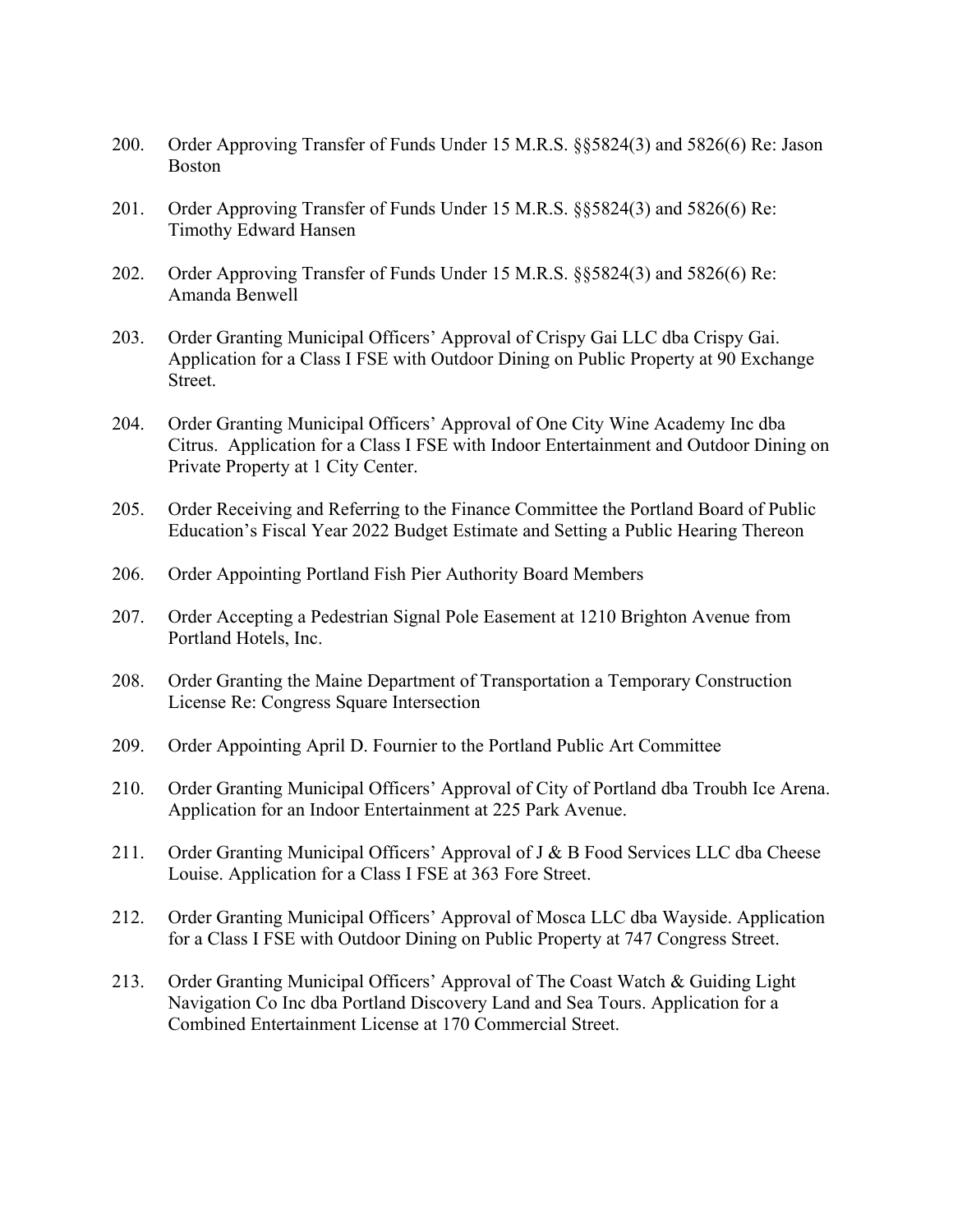200. Order Approving Transfer of Funds Under 15 M.R.S. §§5824(3) and 5826(6) Re: Jason Boston

201. Order Approving Transfer of Funds Under 15 M.R.S. §§5824(3) and 5826(6) Re: Timothy Edward Hansen

202. Order Approving Transfer of Funds Under 15 M.R.S. §§5824(3) and 5826(6) Re: Amanda Benwell

203. Order Granting Municipal Officers' Approval of Crispy Gai LLC dba Crispy Gai. Application for a Class I FSE with Outdoor Dining on Public Property at 90 Exchange Street.

204. Order Granting Municipal Officers' Approval of One City Wine Academy Inc dba Citrus. Application for a Class I FSE with Indoor Entertainment and Outdoor Dining on Private Property at 1 City Center.

205. Order Receiving and Referring to the Finance Committee the Portland Board of Public Education's Fiscal Year 2022 Budget Estimate and Setting a Public Hearing Thereon

206. Order Appointing Portland Fish Pier Authority Board Members

207. Order Accepting a Pedestrian Signal Pole Easement at 1210 Brighton Avenue from Portland Hotels, Inc.

208. Order Granting the Maine Department of Transportation a Temporary Construction License Re: Congress Square Intersection

209. Order Appointing April D. Fournier to the Portland Public Art Committee

210. Order Granting Municipal Officers' Approval of City of Portland dba Troubh Ice Arena. Application for an Indoor Entertainment at 225 Park Avenue.

211. Order Granting Municipal Officers' Approval of J & B Food Services LLC dba Cheese Louise. Application for a Class I FSE at 363 Fore Street.

212. Order Granting Municipal Officers' Approval of Mosca LLC dba Wayside. Application for a Class I FSE with Outdoor Dining on Public Property at 747 Congress Street.

213. Order Granting Municipal Officers' Approval of The Coast Watch & Guiding Light Navigation Co Inc dba Portland Discovery Land and Sea Tours. Application for a Combined Entertainment License at 170 Commercial Street.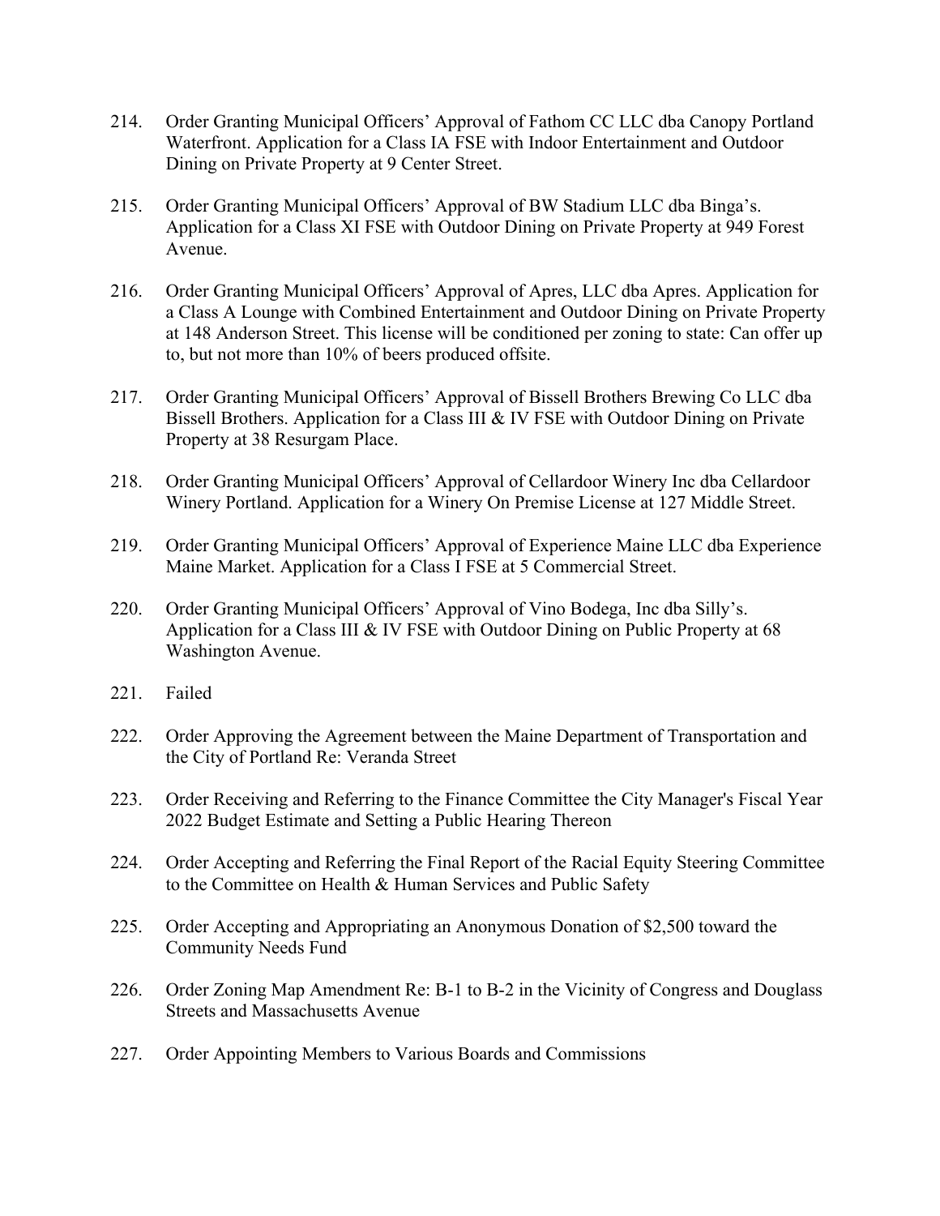214. Order Granting Municipal Officers’ Approval of Fathom CC LLC dba Canopy Portland Waterfront. Application for a Class IA FSE with Indoor Entertainment and Outdoor Dining on Private Property at 9 Center Street.

215. Order Granting Municipal Officers’ Approval of BW Stadium LLC dba Binga’s. Application for a Class XI FSE with Outdoor Dining on Private Property at 949 Forest Avenue.

216. Order Granting Municipal Officers’ Approval of Apres, LLC dba Apres. Application for a Class A Lounge with Combined Entertainment and Outdoor Dining on Private Property at 148 Anderson Street. This license will be conditioned per zoning to state: Can offer up to, but not more than 10% of beers produced offsite.

217. Order Granting Municipal Officers’ Approval of Bissell Brothers Brewing Co LLC dba Bissell Brothers. Application for a Class III & IV FSE with Outdoor Dining on Private Property at 38 Resurgam Place.

218. Order Granting Municipal Officers’ Approval of Cellardoor Winery Inc dba Cellardoor Winery Portland. Application for a Winery On Premise License at 127 Middle Street.

219. Order Granting Municipal Officers’ Approval of Experience Maine LLC dba Experience Maine Market. Application for a Class I FSE at 5 Commercial Street.

220. Order Granting Municipal Officers’ Approval of Vino Bodega, Inc dba Silly’s. Application for a Class III & IV FSE with Outdoor Dining on Public Property at 68 Washington Avenue.

221. Failed

222. Order Approving the Agreement between the Maine Department of Transportation and the City of Portland Re: Veranda Street

223. Order Receiving and Referring to the Finance Committee the City Manager's Fiscal Year 2022 Budget Estimate and Setting a Public Hearing Thereon

224. Order Accepting and Referring the Final Report of the Racial Equity Steering Committee to the Committee on Health & Human Services and Public Safety

225. Order Accepting and Appropriating an Anonymous Donation of $2,500 toward the Community Needs Fund

226. Order Zoning Map Amendment Re: B-1 to B-2 in the Vicinity of Congress and Douglass Streets and Massachusetts Avenue

227. Order Appointing Members to Various Boards and Commissions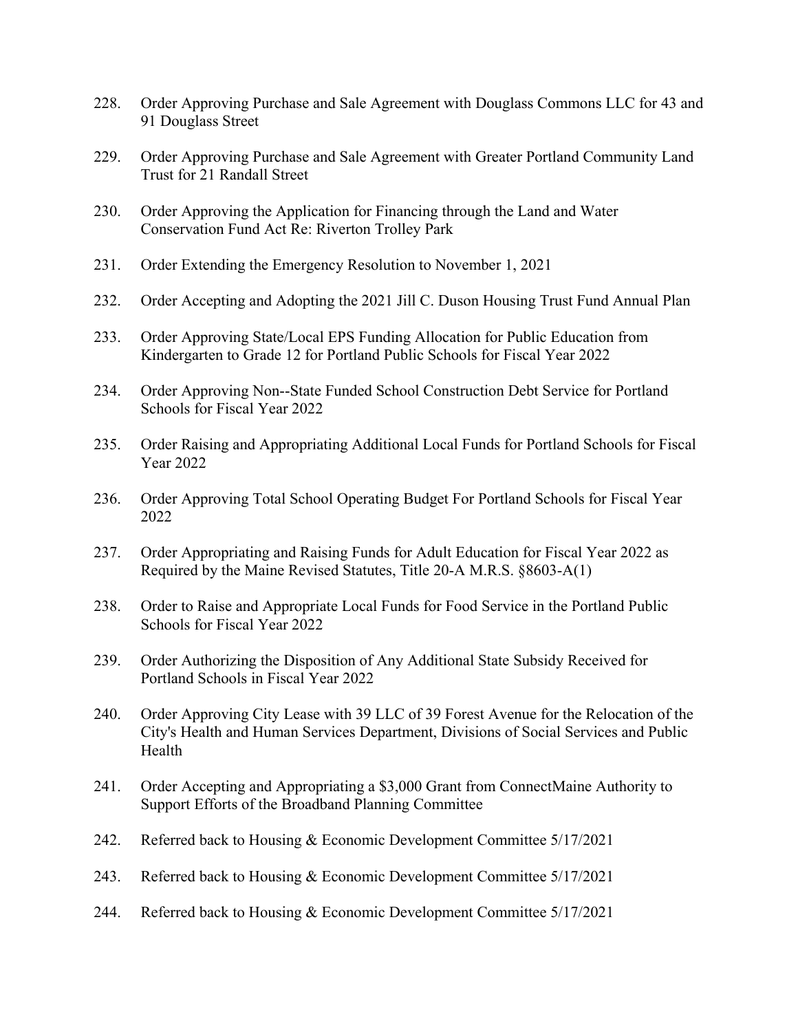228. Order Approving Purchase and Sale Agreement with Douglass Commons LLC for 43 and 91 Douglass Street

229. Order Approving Purchase and Sale Agreement with Greater Portland Community Land Trust for 21 Randall Street

230. Order Approving the Application for Financing through the Land and Water Conservation Fund Act Re: Riverton Trolley Park

231. Order Extending the Emergency Resolution to November 1, 2021

232. Order Accepting and Adopting the 2021 Jill C. Duson Housing Trust Fund Annual Plan

233. Order Approving State/Local EPS Funding Allocation for Public Education from Kindergarten to Grade 12 for Portland Public Schools for Fiscal Year 2022

234. Order Approving Non--State Funded School Construction Debt Service for Portland Schools for Fiscal Year 2022

235. Order Raising and Appropriating Additional Local Funds for Portland Schools for Fiscal Year 2022

236. Order Approving Total School Operating Budget For Portland Schools for Fiscal Year 2022

237. Order Appropriating and Raising Funds for Adult Education for Fiscal Year 2022 as Required by the Maine Revised Statutes, Title 20-A M.R.S. §8603-A(1)

238. Order to Raise and Appropriate Local Funds for Food Service in the Portland Public Schools for Fiscal Year 2022

239. Order Authorizing the Disposition of Any Additional State Subsidy Received for Portland Schools in Fiscal Year 2022

240. Order Approving City Lease with 39 LLC of 39 Forest Avenue for the Relocation of the City's Health and Human Services Department, Divisions of Social Services and Public Health

241. Order Accepting and Appropriating a $3,000 Grant from ConnectMaine Authority to Support Efforts of the Broadband Planning Committee

242. Referred back to Housing & Economic Development Committee 5/17/2021

243. Referred back to Housing & Economic Development Committee 5/17/2021

244. Referred back to Housing & Economic Development Committee 5/17/2021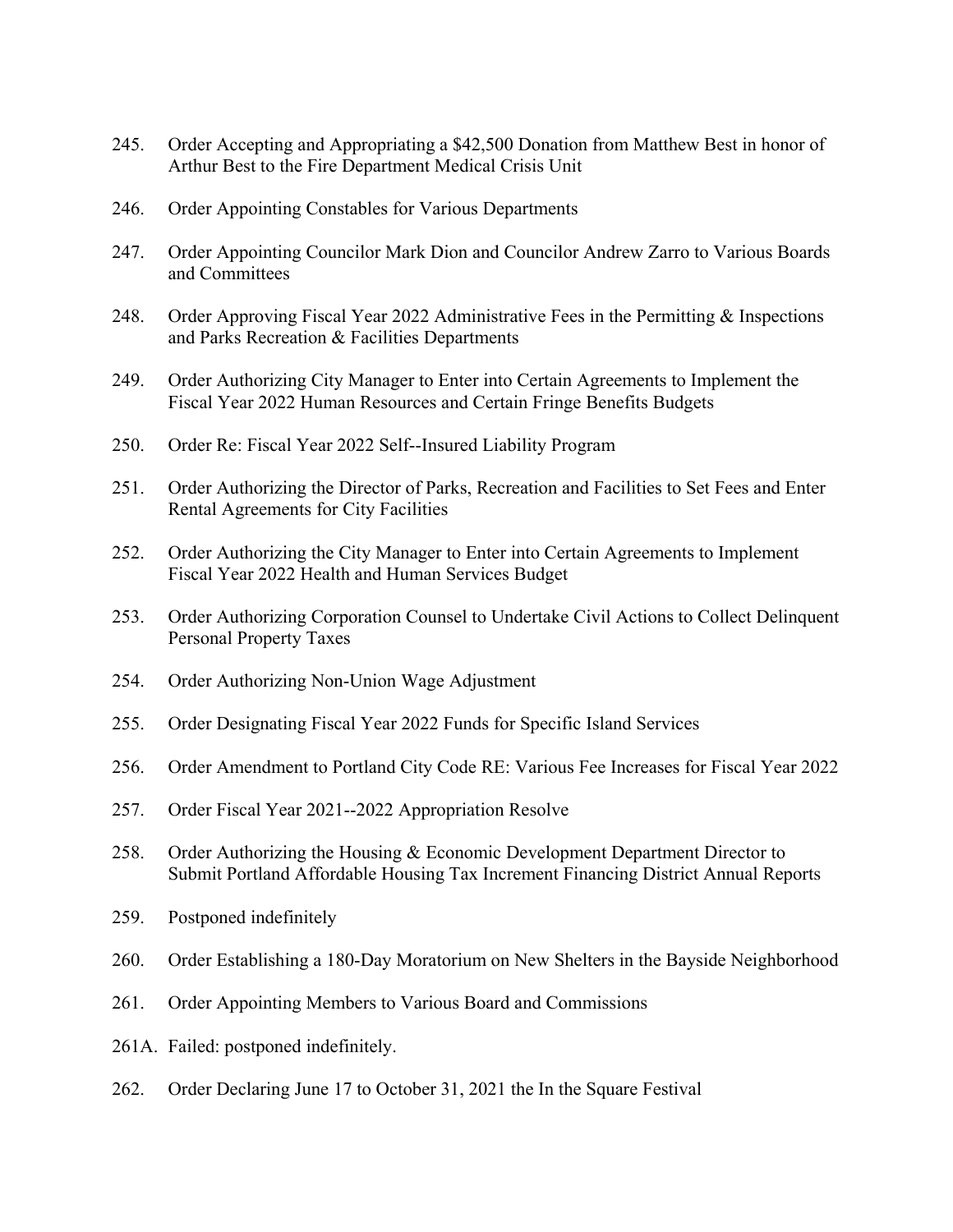245. Order Accepting and Appropriating a $42,500 Donation from Matthew Best in honor of Arthur Best to the Fire Department Medical Crisis Unit

246. Order Appointing Constables for Various Departments

247. Order Appointing Councilor Mark Dion and Councilor Andrew Zarro to Various Boards and Committees

248. Order Approving Fiscal Year 2022 Administrative Fees in the Permitting & Inspections and Parks Recreation & Facilities Departments

249. Order Authorizing City Manager to Enter into Certain Agreements to Implement the Fiscal Year 2022 Human Resources and Certain Fringe Benefits Budgets

250. Order Re: Fiscal Year 2022 Self--Insured Liability Program

251. Order Authorizing the Director of Parks, Recreation and Facilities to Set Fees and Enter Rental Agreements for City Facilities

252. Order Authorizing the City Manager to Enter into Certain Agreements to Implement Fiscal Year 2022 Health and Human Services Budget

253. Order Authorizing Corporation Counsel to Undertake Civil Actions to Collect Delinquent Personal Property Taxes

254. Order Authorizing Non-Union Wage Adjustment

255. Order Designating Fiscal Year 2022 Funds for Specific Island Services

256. Order Amendment to Portland City Code RE: Various Fee Increases for Fiscal Year 2022

257. Order Fiscal Year 2021--2022 Appropriation Resolve

258. Order Authorizing the Housing & Economic Development Department Director to Submit Portland Affordable Housing Tax Increment Financing District Annual Reports

259. Postponed indefinitely

260. Order Establishing a 180-Day Moratorium on New Shelters in the Bayside Neighborhood

261. Order Appointing Members to Various Board and Commissions

261A. Failed: postponed indefinitely.

262. Order Declaring June 17 to October 31, 2021 the In the Square Festival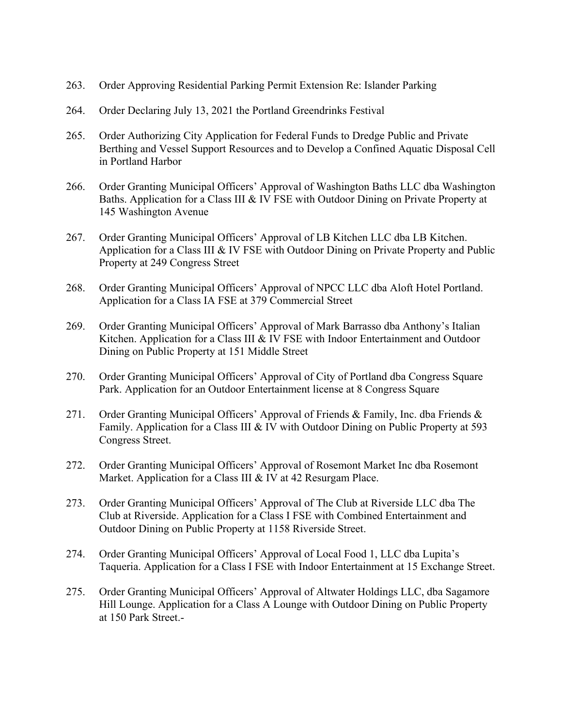263. Order Approving Residential Parking Permit Extension Re: Islander Parking

264. Order Declaring July 13, 2021 the Portland Greendrinks Festival

265. Order Authorizing City Application for Federal Funds to Dredge Public and Private Berthing and Vessel Support Resources and to Develop a Confined Aquatic Disposal Cell in Portland Harbor

266. Order Granting Municipal Officers' Approval of Washington Baths LLC dba Washington Baths. Application for a Class III & IV FSE with Outdoor Dining on Private Property at 145 Washington Avenue

267. Order Granting Municipal Officers' Approval of LB Kitchen LLC dba LB Kitchen. Application for a Class III & IV FSE with Outdoor Dining on Private Property and Public Property at 249 Congress Street

268. Order Granting Municipal Officers' Approval of NPCC LLC dba Aloft Hotel Portland. Application for a Class IA FSE at 379 Commercial Street

269. Order Granting Municipal Officers' Approval of Mark Barrasso dba Anthony's Italian Kitchen. Application for a Class III & IV FSE with Indoor Entertainment and Outdoor Dining on Public Property at 151 Middle Street

270. Order Granting Municipal Officers' Approval of City of Portland dba Congress Square Park. Application for an Outdoor Entertainment license at 8 Congress Square

271. Order Granting Municipal Officers' Approval of Friends & Family, Inc. dba Friends & Family. Application for a Class III & IV with Outdoor Dining on Public Property at 593 Congress Street.

272. Order Granting Municipal Officers' Approval of Rosemont Market Inc dba Rosemont Market. Application for a Class III & IV at 42 Resurgam Place.

273. Order Granting Municipal Officers' Approval of The Club at Riverside LLC dba The Club at Riverside. Application for a Class I FSE with Combined Entertainment and Outdoor Dining on Public Property at 1158 Riverside Street.

274. Order Granting Municipal Officers' Approval of Local Food 1, LLC dba Lupita's Taqueria. Application for a Class I FSE with Indoor Entertainment at 15 Exchange Street.

275. Order Granting Municipal Officers' Approval of Altwater Holdings LLC, dba Sagamore Hill Lounge. Application for a Class A Lounge with Outdoor Dining on Public Property at 150 Park Street.-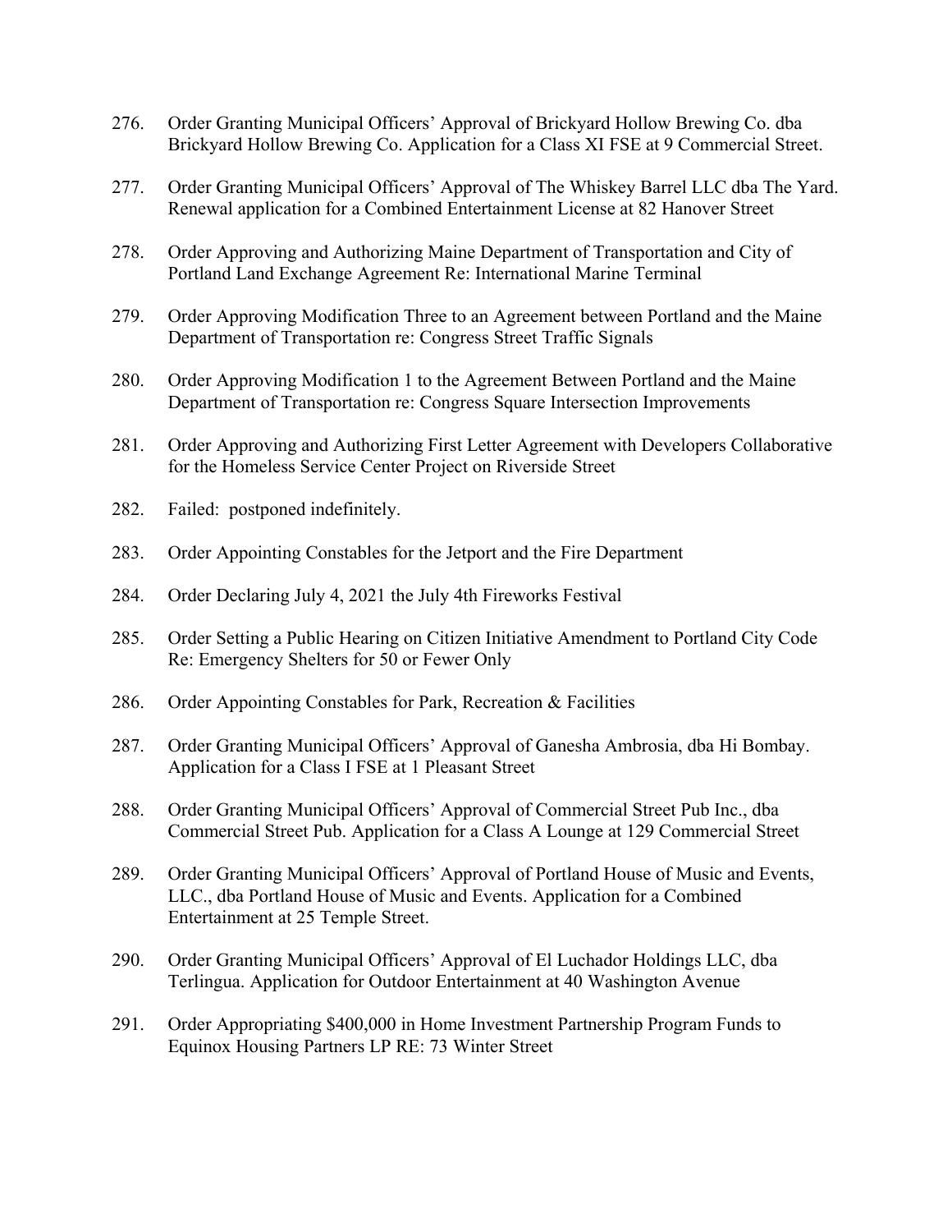276. Order Granting Municipal Officers' Approval of Brickyard Hollow Brewing Co. dba Brickyard Hollow Brewing Co. Application for a Class XI FSE at 9 Commercial Street.

277. Order Granting Municipal Officers' Approval of The Whiskey Barrel LLC dba The Yard. Renewal application for a Combined Entertainment License at 82 Hanover Street

278. Order Approving and Authorizing Maine Department of Transportation and City of Portland Land Exchange Agreement Re: International Marine Terminal

279. Order Approving Modification Three to an Agreement between Portland and the Maine Department of Transportation re: Congress Street Traffic Signals

280. Order Approving Modification 1 to the Agreement Between Portland and the Maine Department of Transportation re: Congress Square Intersection Improvements

281. Order Approving and Authorizing First Letter Agreement with Developers Collaborative for the Homeless Service Center Project on Riverside Street

282. Failed: postponed indefinitely.

283. Order Appointing Constables for the Jetport and the Fire Department

284. Order Declaring July 4, 2021 the July 4th Fireworks Festival

285. Order Setting a Public Hearing on Citizen Initiative Amendment to Portland City Code Re: Emergency Shelters for 50 or Fewer Only

286. Order Appointing Constables for Park, Recreation & Facilities

287. Order Granting Municipal Officers' Approval of Ganesha Ambrosia, dba Hi Bombay. Application for a Class I FSE at 1 Pleasant Street

288. Order Granting Municipal Officers' Approval of Commercial Street Pub Inc., dba Commercial Street Pub. Application for a Class A Lounge at 129 Commercial Street

289. Order Granting Municipal Officers' Approval of Portland House of Music and Events, LLC., dba Portland House of Music and Events. Application for a Combined Entertainment at 25 Temple Street.

290. Order Granting Municipal Officers' Approval of El Luchador Holdings LLC, dba Terlingua. Application for Outdoor Entertainment at 40 Washington Avenue

291. Order Appropriating $400,000 in Home Investment Partnership Program Funds to Equinox Housing Partners LP RE: 73 Winter Street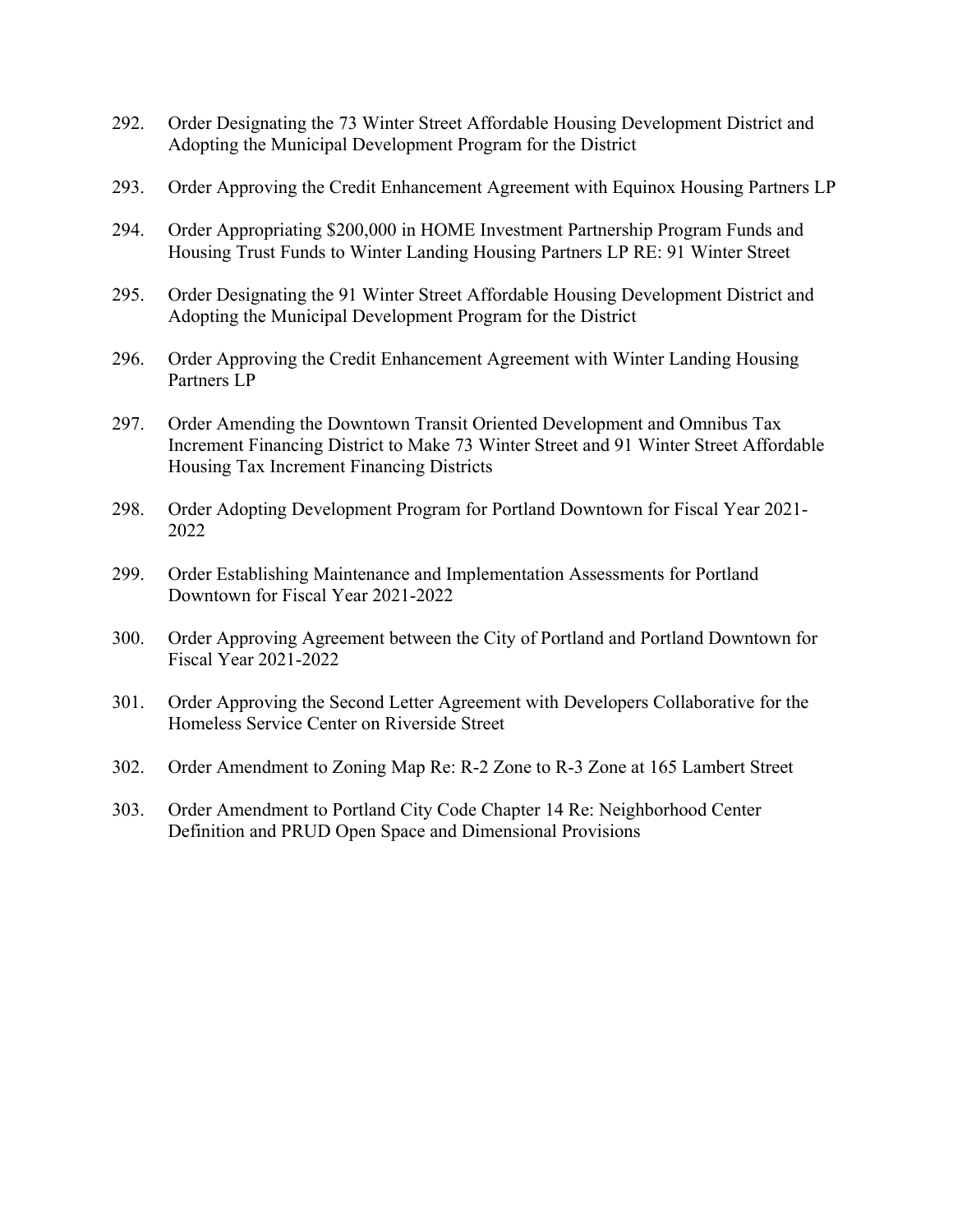292. Order Designating the 73 Winter Street Affordable Housing Development District and Adopting the Municipal Development Program for the District

293. Order Approving the Credit Enhancement Agreement with Equinox Housing Partners LP

294. Order Appropriating $200,000 in HOME Investment Partnership Program Funds and Housing Trust Funds to Winter Landing Housing Partners LP RE: 91 Winter Street

295. Order Designating the 91 Winter Street Affordable Housing Development District and Adopting the Municipal Development Program for the District

296. Order Approving the Credit Enhancement Agreement with Winter Landing Housing Partners LP

297. Order Amending the Downtown Transit Oriented Development and Omnibus Tax Increment Financing District to Make 73 Winter Street and 91 Winter Street Affordable Housing Tax Increment Financing Districts

298. Order Adopting Development Program for Portland Downtown for Fiscal Year 2021-2022

299. Order Establishing Maintenance and Implementation Assessments for Portland Downtown for Fiscal Year 2021-2022

300. Order Approving Agreement between the City of Portland and Portland Downtown for Fiscal Year 2021-2022

301. Order Approving the Second Letter Agreement with Developers Collaborative for the Homeless Service Center on Riverside Street

302. Order Amendment to Zoning Map Re: R-2 Zone to R-3 Zone at 165 Lambert Street

303. Order Amendment to Portland City Code Chapter 14 Re: Neighborhood Center Definition and PRUD Open Space and Dimensional Provisions